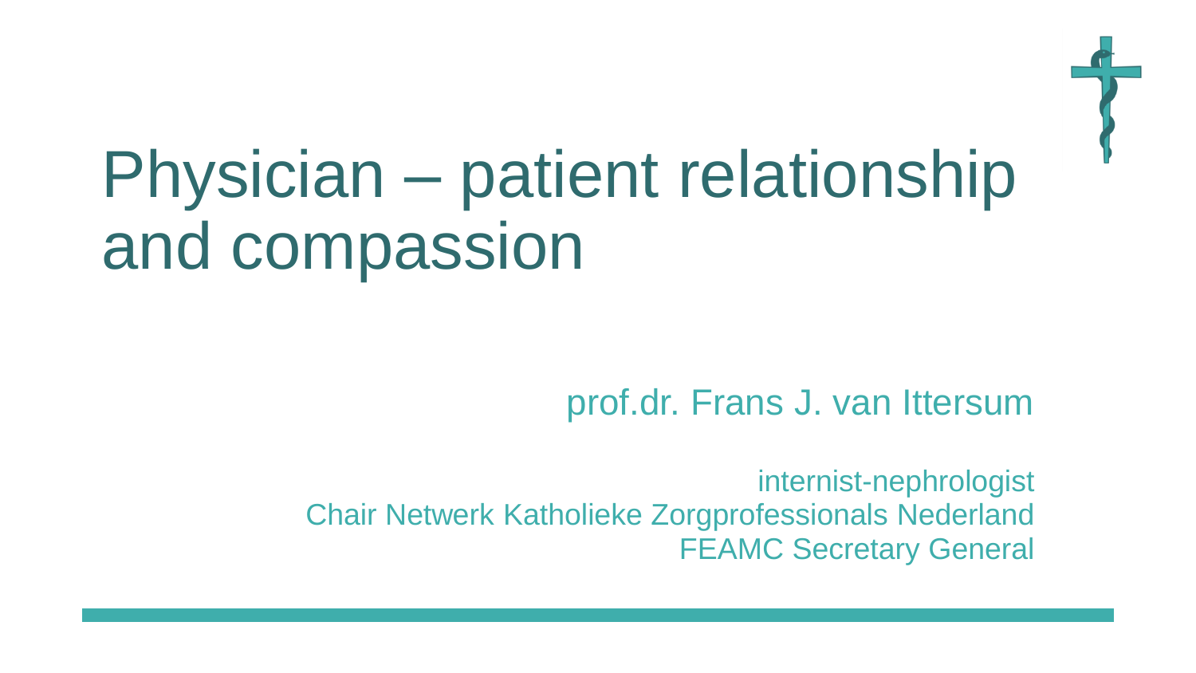# Physician – patient relationship and compassion

prof.dr. Frans J. van Ittersum

internist-nephrologist
Chair Netwerk Katholieke Zorgprofessionals Nederland
FEAMC Secretary General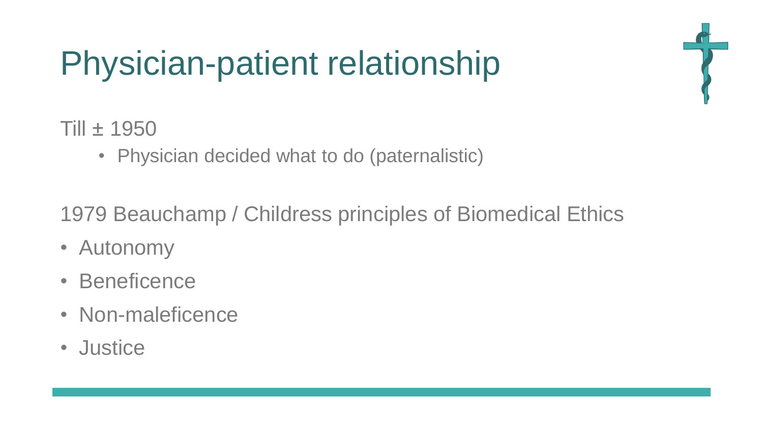# Physician-patient relationship

Till ± 1950

- Physician decided what to do (paternalistic)

1979 Beauchamp / Childress principles of Biomedical Ethics

- Autonomy
- Beneficence
- Non-maleficence
- Justice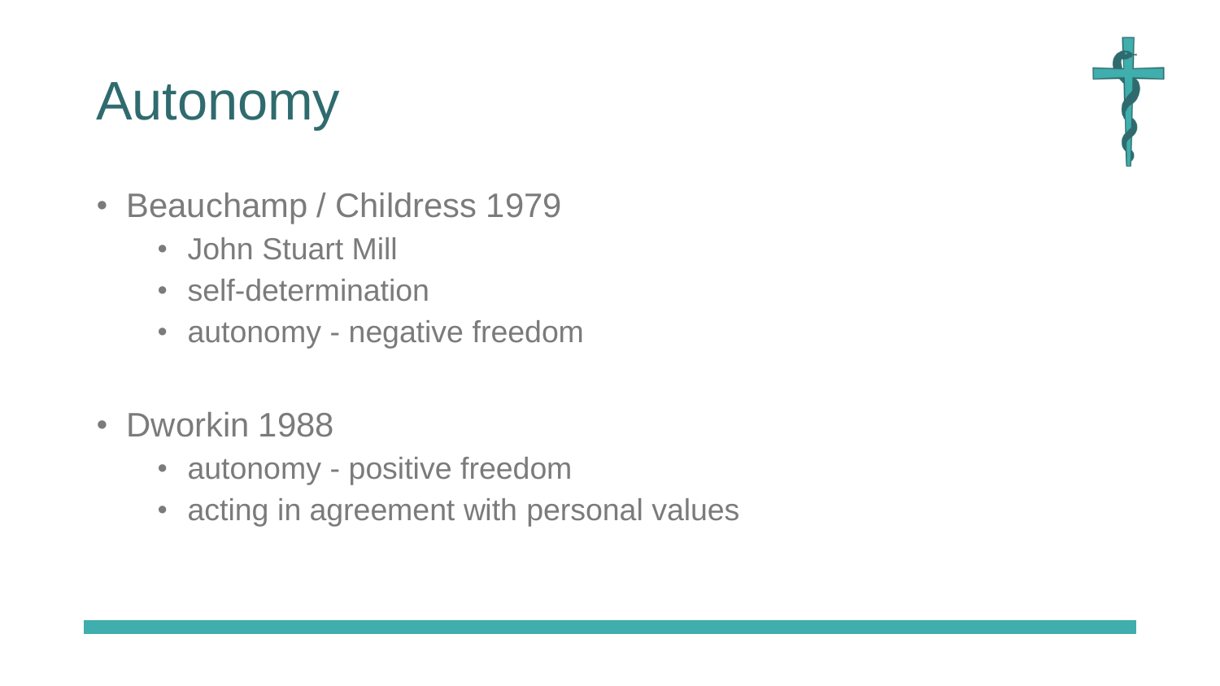# Autonomy

- Beauchamp / Childress 1979
  - John Stuart Mill
  - self-determination
  - autonomy - negative freedom
- Dworkin 1988
  - autonomy - positive freedom
  - acting in agreement with personal values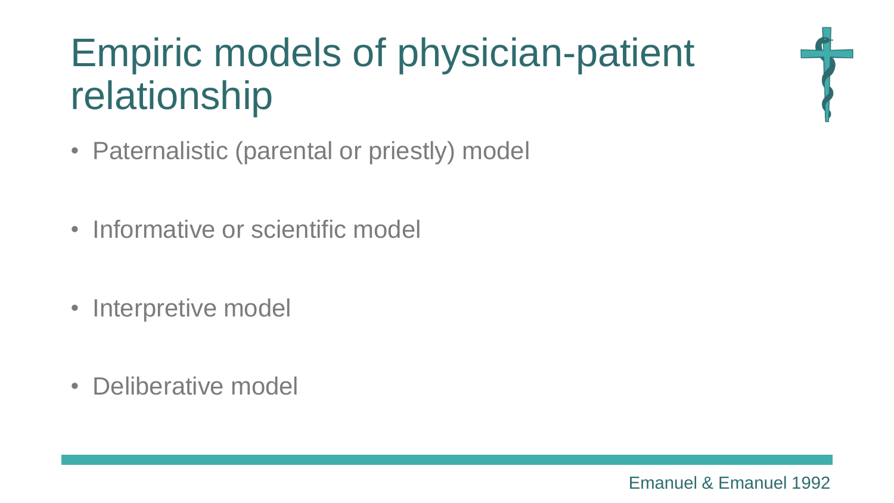# Empiric models of physician-patient relationship

- Paternalistic (parental or priestly) model
- Informative or scientific model
- Interpretive model
- Deliberative model

Emanuel & Emanuel 1992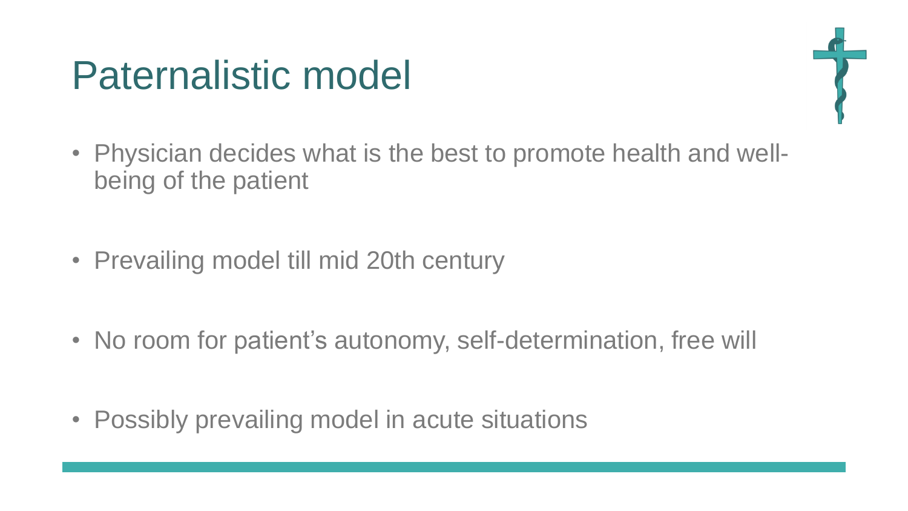# Paternalistic model

- Physician decides what is the best to promote health and well-being of the patient

- Prevailing model till mid 20th century

- No room for patient's autonomy, self-determination, free will

- Possibly prevailing model in acute situations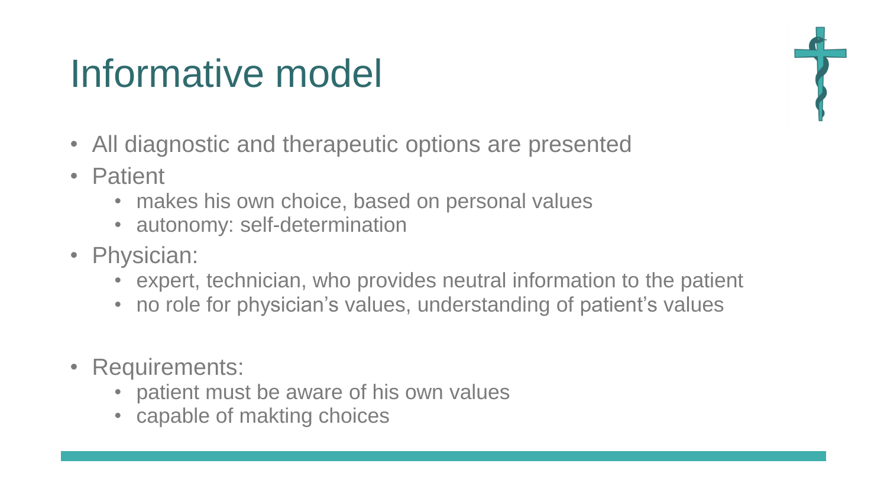# Informative model

- All diagnostic and therapeutic options are presented
- Patient
  - makes his own choice, based on personal values
  - autonomy: self-determination
- Physician:
  - expert, technician, who provides neutral information to the patient
  - no role for physician's values, understanding of patient's values
- Requirements:
  - patient must be aware of his own values
  - capable of makting choices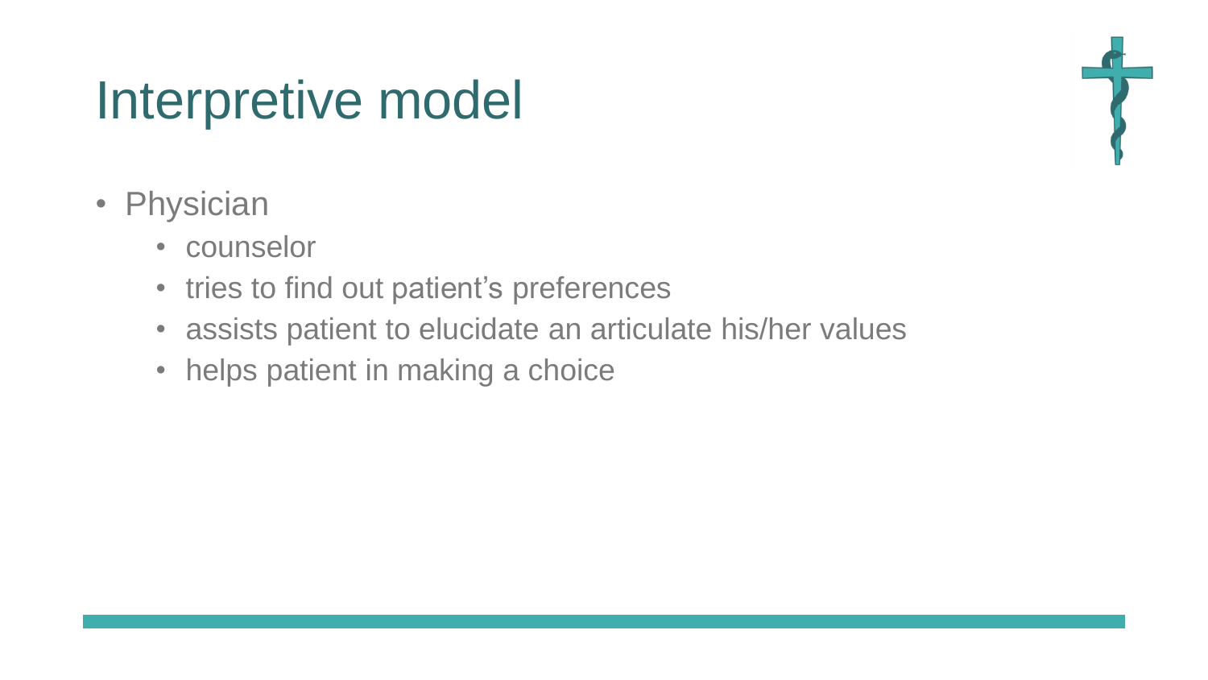# Interpretive model

- Physician
  - counselor
  - tries to find out patient's preferences
  - assists patient to elucidate an articulate his/her values
  - helps patient in making a choice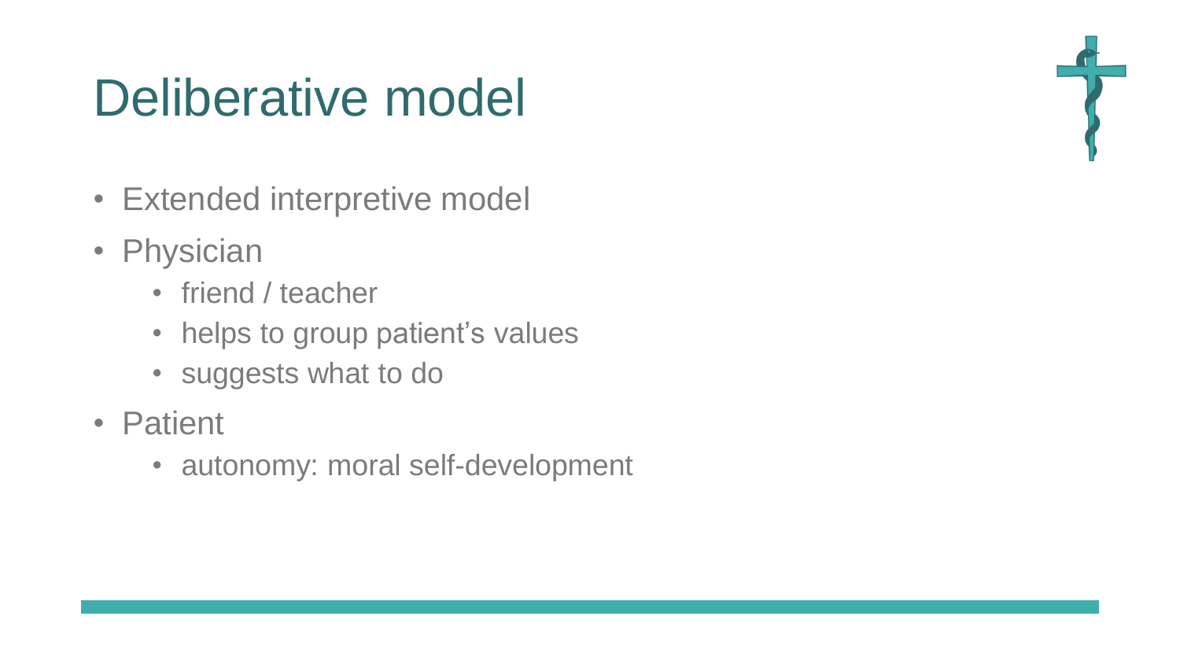# Deliberative model

- Extended interpretive model
- Physician
  - friend / teacher
  - helps to group patient's values
  - suggests what to do
- Patient
  - autonomy: moral self-development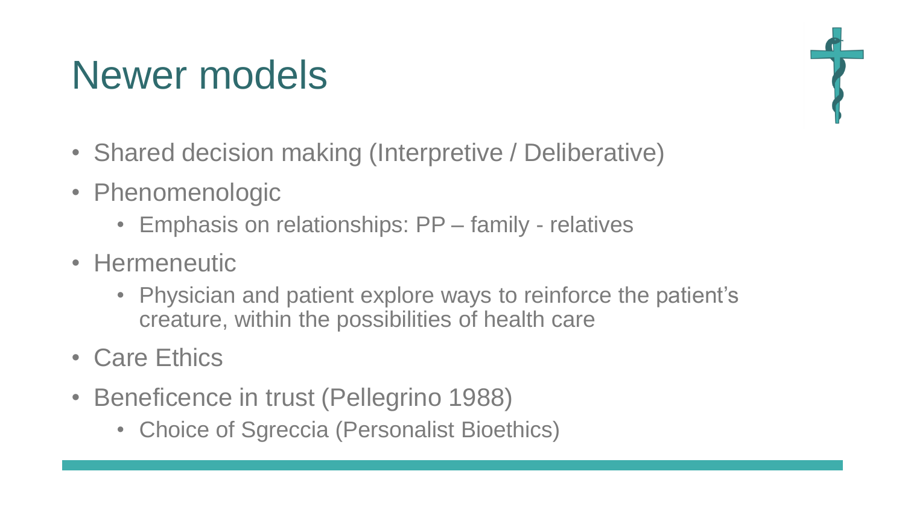# Newer models

- Shared decision making (Interpretive / Deliberative)
- Phenomenologic
  - Emphasis on relationships: PP – family - relatives
- Hermeneutic
  - Physician and patient explore ways to reinforce the patient's creature, within the possibilities of health care
- Care Ethics
- Beneficence in trust (Pellegrino 1988)
  - Choice of Sgreccia (Personalist Bioethics)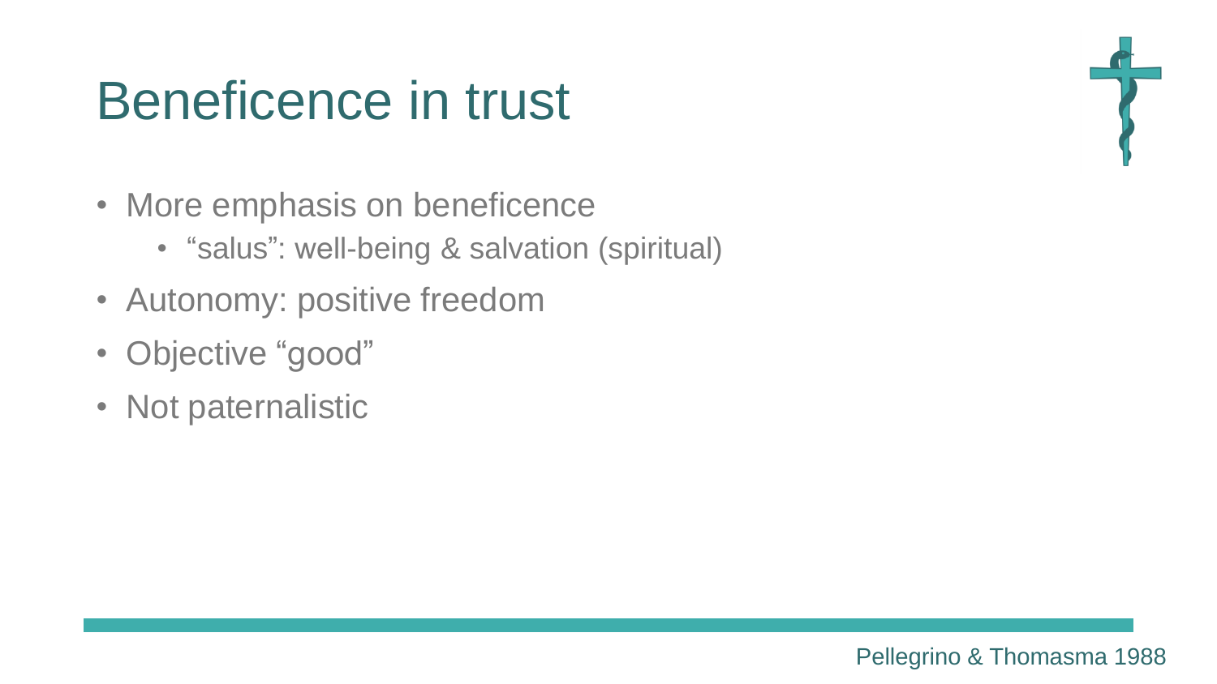# Beneficence in trust

- More emphasis on beneficence
  - “salus”: well-being & salvation (spiritual)
- Autonomy: positive freedom
- Objective “good”
- Not paternalistic

Pellegrino & Thomasma 1988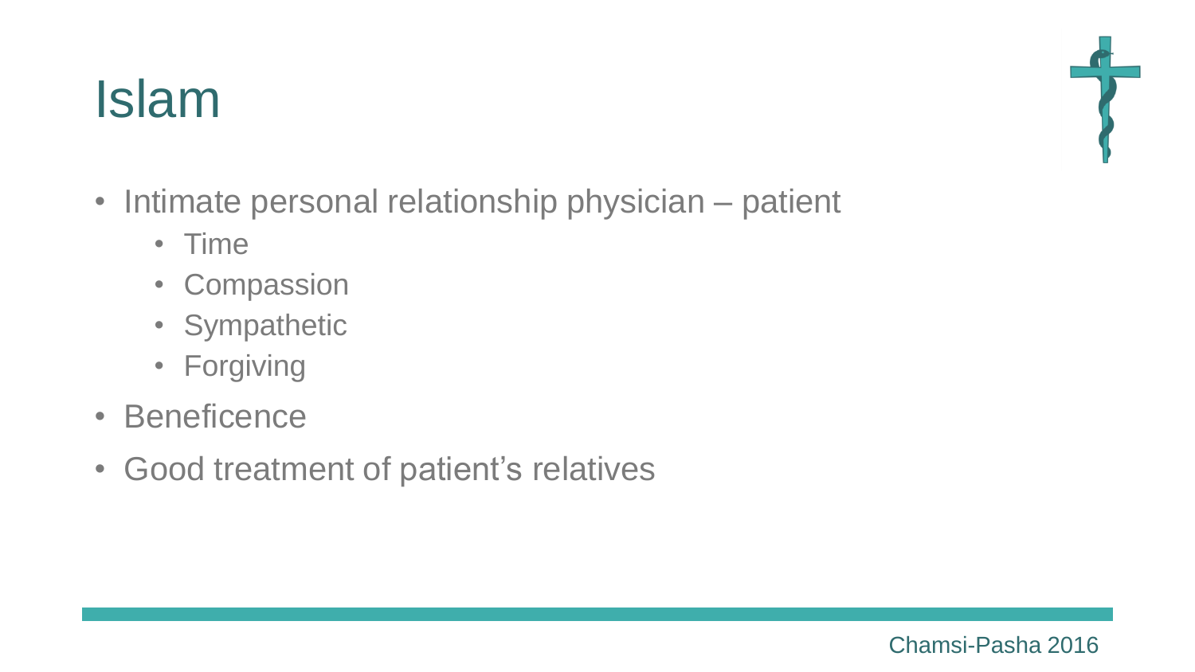# Islam

- Intimate personal relationship physician – patient
  - Time
  - Compassion
  - Sympathetic
  - Forgiving
- Beneficence
- Good treatment of patient's relatives

Chamsi-Pasha 2016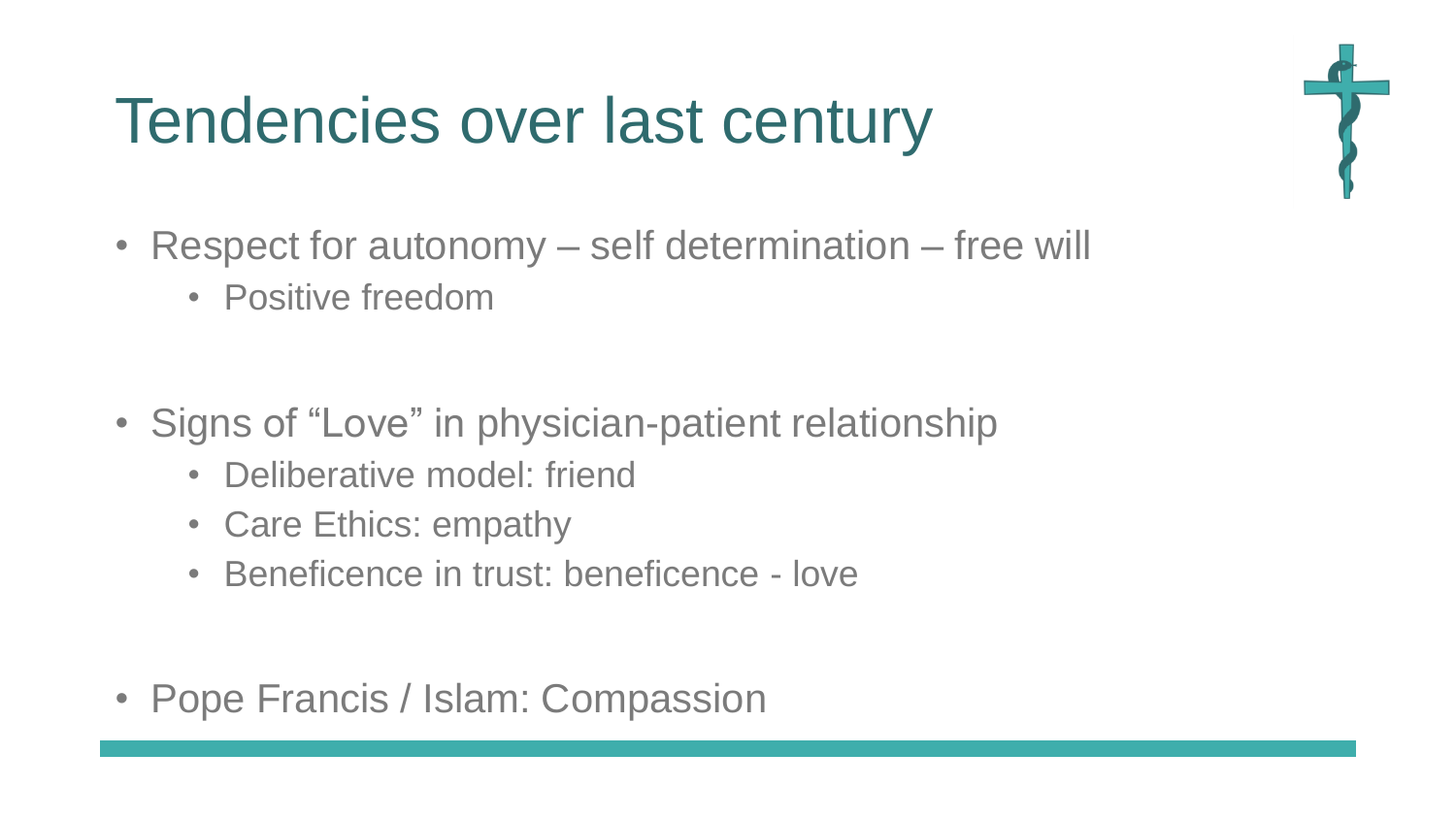# Tendencies over last century

- Respect for autonomy – self determination – free will
  - Positive freedom

- Signs of "Love" in physician-patient relationship
  - Deliberative model: friend
  - Care Ethics: empathy
  - Beneficence in trust: beneficence - love

- Pope Francis / Islam: Compassion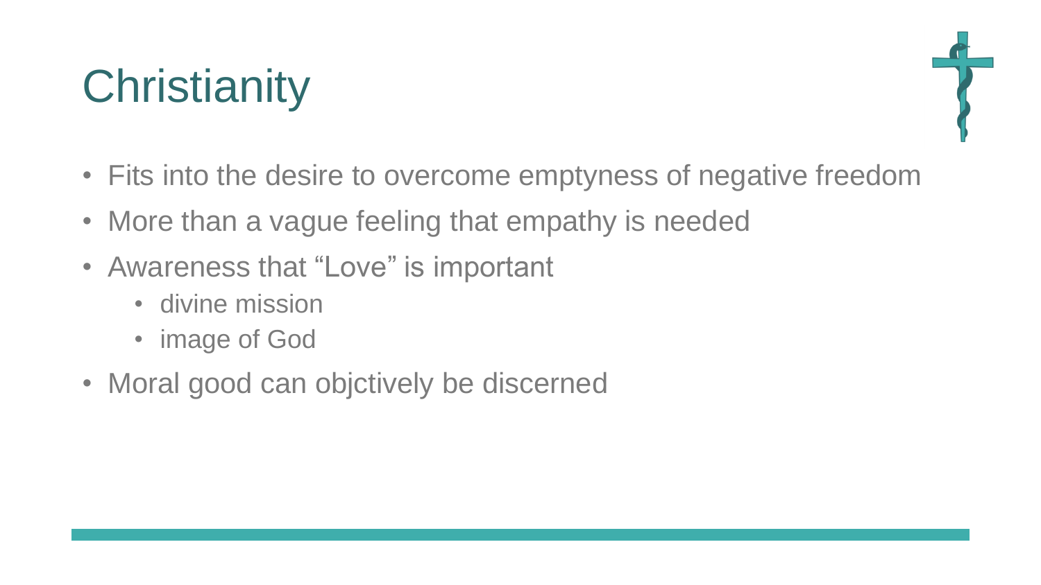# Christianity

- Fits into the desire to overcome emptyness of negative freedom
- More than a vague feeling that empathy is needed
- Awareness that "Love" is important
  - divine mission
  - image of God
- Moral good can objctively be discerned